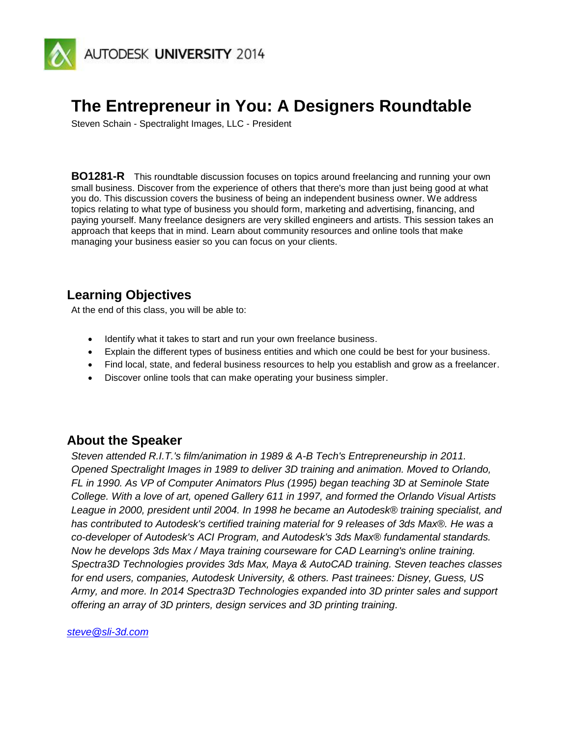AUTODESK UNIVERSITY 2014

# The Entrepreneur in You: A Designers Roundtable

Steven Schain - Spectralight Images, LLC - President

**BO1281-R** This roundtable discussion focuses on topics around freelancing and running your own small business. Discover from the experience of others that there's more than just being good at what you do. This discussion covers the business of being an independent business owner. We address topics relating to what type of business you should form, marketing and advertising, financing, and paying yourself. Many freelance designers are very skilled engineers and artists. This session takes an approach that keeps that in mind. Learn about community resources and online tools that make managing your business easier so you can focus on your clients.

## Learning Objectives

At the end of this class, you will be able to:

- Identify what it takes to start and run your own freelance business.
- Explain the different types of business entities and which one could be best for your business.
- Find local, state, and federal business resources to help you establish and grow as a freelancer.
- Discover online tools that can make operating your business simpler.

## About the Speaker

*Steven attended R.I.T.'s film/animation in 1989 & A-B Tech's Entrepreneurship in 2011. Opened Spectralight Images in 1989 to deliver 3D training and animation. Moved to Orlando, FL in 1990. As VP of Computer Animators Plus (1995) began teaching 3D at Seminole State College. With a love of art, opened Gallery 611 in 1997, and formed the Orlando Visual Artists League in 2000, president until 2004. In 1998 he became an Autodesk® training specialist, and has contributed to Autodesk's certified training material for 9 releases of 3ds Max®. He was a co-developer of Autodesk's ACI Program, and Autodesk's 3ds Max® fundamental standards. Now he develops 3ds Max / Maya training courseware for CAD Learning's online training. Spectra3D Technologies provides 3ds Max, Maya & AutoCAD training. Steven teaches classes for end users, companies, Autodesk University, & others. Past trainees: Disney, Guess, US Army, and more. In 2014 Spectra3D Technologies expanded into 3D printer sales and support offering an array of 3D printers, design services and 3D printing training.*

steve@sli-3d.com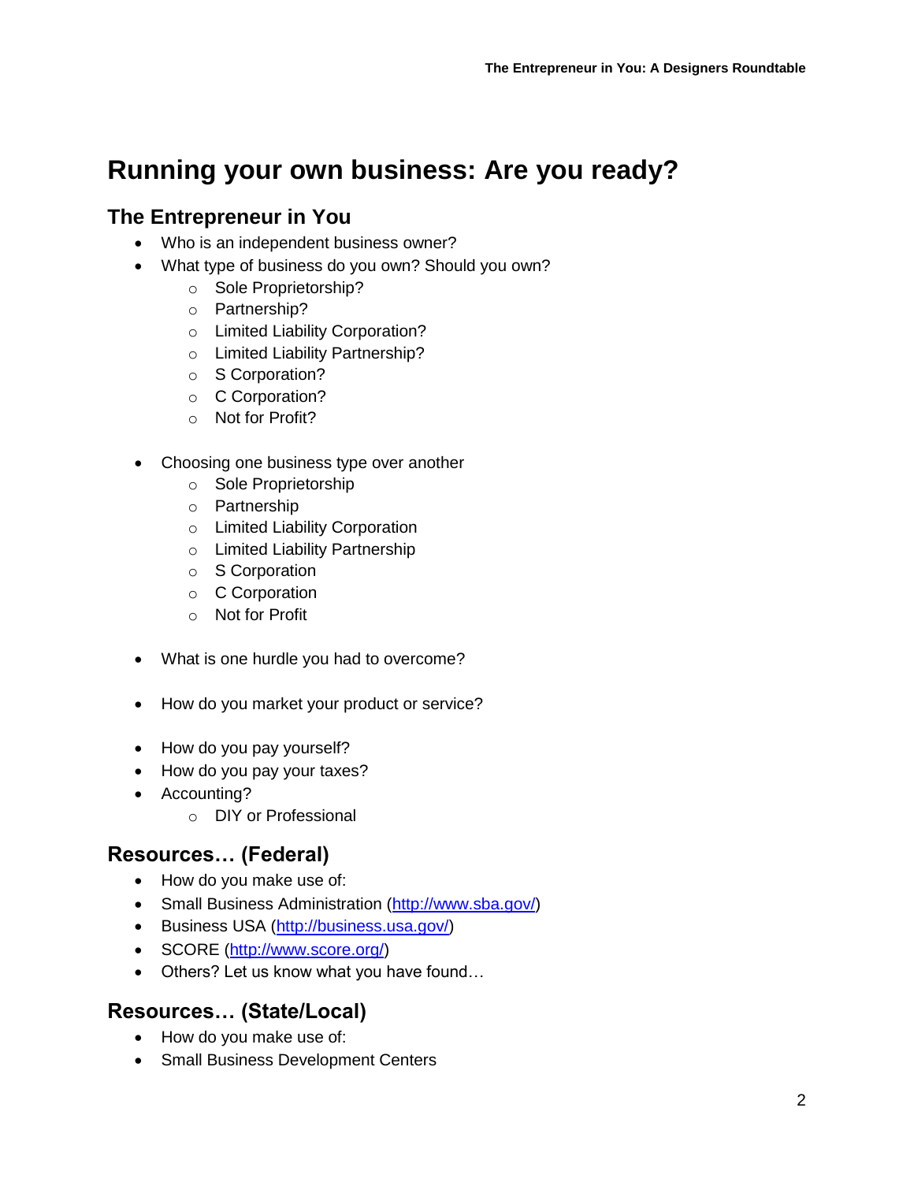# Running your own business: Are you ready?

## The Entrepreneur in You

- Who is an independent business owner?
- What type of business do you own? Should you own?
    - Sole Proprietorship?
    - Partnership?
    - Limited Liability Corporation?
    - Limited Liability Partnership?
    - S Corporation?
    - C Corporation?
    - Not for Profit?

- Choosing one business type over another
    - Sole Proprietorship
    - Partnership
    - Limited Liability Corporation
    - Limited Liability Partnership
    - S Corporation
    - C Corporation
    - Not for Profit

- What is one hurdle you had to overcome?

- How do you market your product or service?

- How do you pay yourself?
- How do you pay your taxes?
- Accounting?
    - DIY or Professional

## Resources… (Federal)

- How do you make use of:
- Small Business Administration (http://www.sba.gov/)
- Business USA (http://business.usa.gov/)
- SCORE (http://www.score.org/)
- Others? Let us know what you have found…

## Resources… (State/Local)

- How do you make use of:
- Small Business Development Centers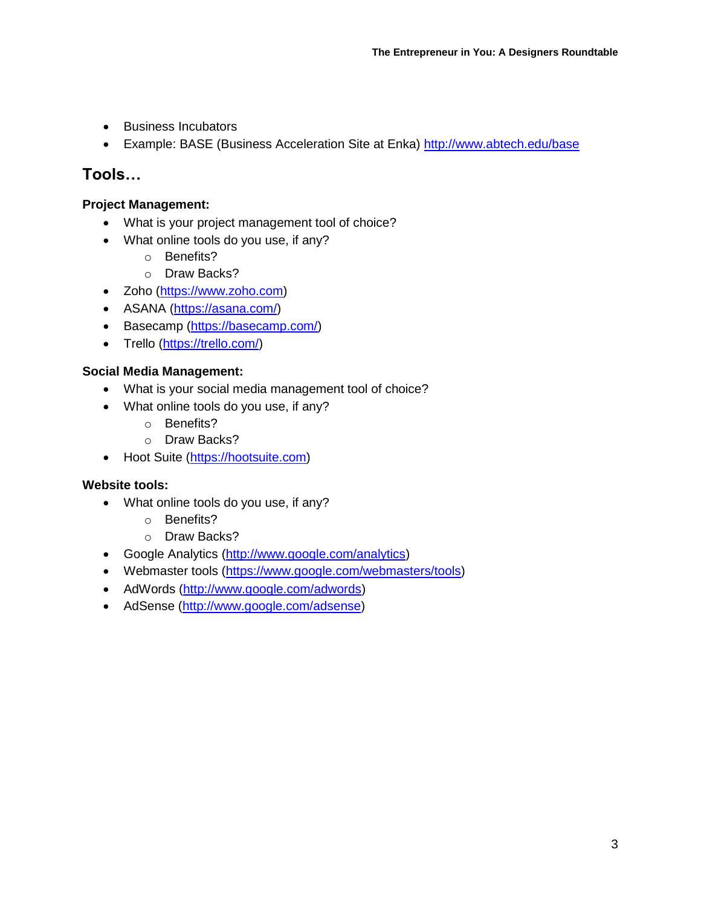- Business Incubators
- Example: BASE (Business Acceleration Site at Enka) http://www.abtech.edu/base

## Tools…

**Project Management:**

- What is your project management tool of choice?
- What online tools do you use, if any?
    - Benefits?
    - Draw Backs?
- Zoho (https://www.zoho.com)
- ASANA (https://asana.com/)
- Basecamp (https://basecamp.com/)
- Trello (https://trello.com/)

**Social Media Management:**

- What is your social media management tool of choice?
- What online tools do you use, if any?
    - Benefits?
    - Draw Backs?
- Hoot Suite (https://hootsuite.com)

**Website tools:**

- What online tools do you use, if any?
    - Benefits?
    - Draw Backs?
- Google Analytics (http://www.google.com/analytics)
- Webmaster tools (https://www.google.com/webmasters/tools)
- AdWords (http://www.google.com/adwords)
- AdSense (http://www.google.com/adsense)